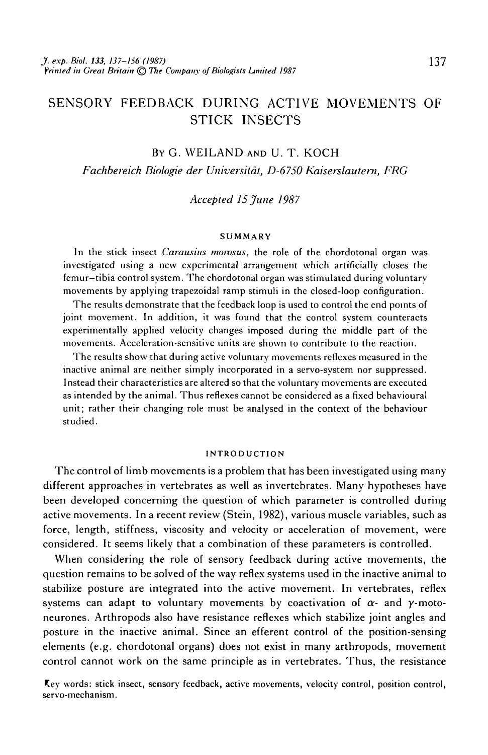# SENSORY FEEDBACK DURING ACTIVE MOVEMENTS OF STICK INSECTS

By G. WEILAND AND U. T. KOCH

*Fachbereich Biologie der Universität, D-6750 Kaiserslautern, FRG*

*Accepted 15 June 1987*

## SUMMARY

In the stick insect *Carausius morosus*, the role of the chordotonal organ was investigated using a new experimental arrangement which artificially closes the femur–tibia control system. The chordotonal organ was stimulated during voluntary movements by applying trapezoidal ramp stimuli in the closed-loop configuration.

The results demonstrate that the feedback loop is used to control the end points of joint movement. In addition, it was found that the control system counteracts experimentally applied velocity changes imposed during the middle part of the movements. Acceleration-sensitive units are shown to contribute to the reaction.

The results show that during active voluntary movements reflexes measured in the inactive animal are neither simply incorporated in a servo-system nor suppressed. Instead their characteristics are altered so that the voluntary movements are executed as intended by the animal. Thus reflexes cannot be considered as a fixed behavioural unit; rather their changing role must be analysed in the context of the behaviour studied.

## INTRODUCTION

The control of limb movements is a problem that has been investigated using many different approaches in vertebrates as well as invertebrates. Many hypotheses have been developed concerning the question of which parameter is controlled during active movements. In a recent review (Stein, 1982), various muscle variables, such as force, length, stiffness, viscosity and velocity or acceleration of movement, were considered. It seems likely that a combination of these parameters is controlled.

When considering the role of sensory feedback during active movements, the question remains to be solved of the way reflex systems used in the inactive animal to stabilize posture are integrated into the active movement. In vertebrates, reflex systems can adapt to voluntary movements by coactivation of $\alpha$- and $\gamma$-motoneurones. Arthropods also have resistance reflexes which stabilize joint angles and posture in the inactive animal. Since an efferent control of the position-sensing elements (e.g. chordotonal organs) does not exist in many arthropods, movement control cannot work on the same principle as in vertebrates. Thus, the resistance

Key words: stick insect, sensory feedback, active movements, velocity control, position control, servo-mechanism.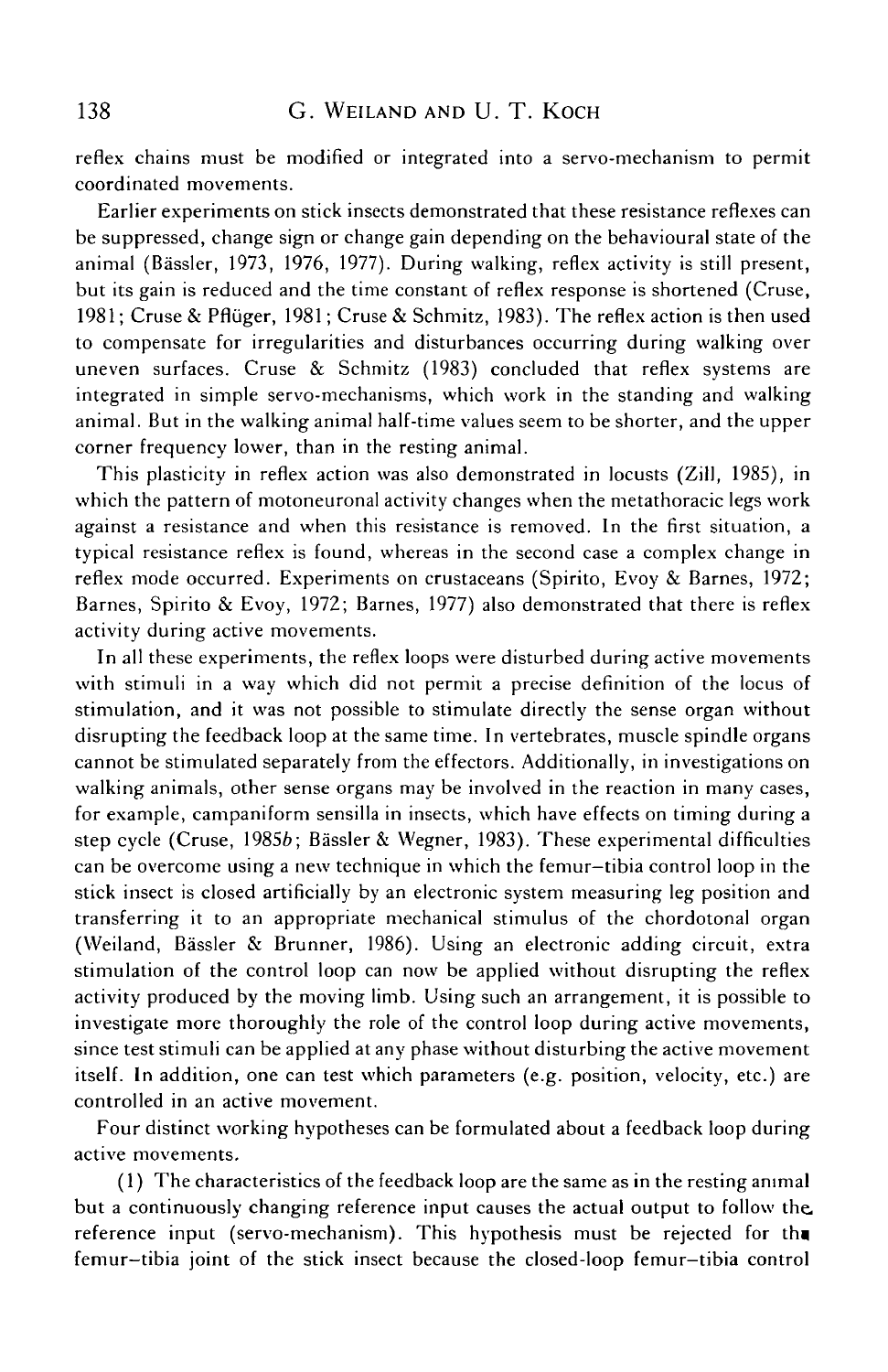reflex chains must be modified or integrated into a servo-mechanism to permit coordinated movements.

Earlier experiments on stick insects demonstrated that these resistance reflexes can be suppressed, change sign or change gain depending on the behavioural state of the animal (Bässler, 1973, 1976, 1977). During walking, reflex activity is still present, but its gain is reduced and the time constant of reflex response is shortened (Cruse, 1981; Cruse & Pflüger, 1981; Cruse & Schmitz, 1983). The reflex action is then used to compensate for irregularities and disturbances occurring during walking over uneven surfaces. Cruse & Schmitz (1983) concluded that reflex systems are integrated in simple servo-mechanisms, which work in the standing and walking animal. But in the walking animal half-time values seem to be shorter, and the upper corner frequency lower, than in the resting animal.

This plasticity in reflex action was also demonstrated in locusts (Zill, 1985), in which the pattern of motoneuronal activity changes when the metathoracic legs work against a resistance and when this resistance is removed. In the first situation, a typical resistance reflex is found, whereas in the second case a complex change in reflex mode occurred. Experiments on crustaceans (Spirito, Evoy & Barnes, 1972; Barnes, Spirito & Evoy, 1972; Barnes, 1977) also demonstrated that there is reflex activity during active movements.

In all these experiments, the reflex loops were disturbed during active movements with stimuli in a way which did not permit a precise definition of the locus of stimulation, and it was not possible to stimulate directly the sense organ without disrupting the feedback loop at the same time. In vertebrates, muscle spindle organs cannot be stimulated separately from the effectors. Additionally, in investigations on walking animals, other sense organs may be involved in the reaction in many cases, for example, campaniform sensilla in insects, which have effects on timing during a step cycle (Cruse, 1985*b*; Bässler & Wegner, 1983). These experimental difficulties can be overcome using a new technique in which the femur–tibia control loop in the stick insect is closed artificially by an electronic system measuring leg position and transferring it to an appropriate mechanical stimulus of the chordotonal organ (Weiland, Bässler & Brunner, 1986). Using an electronic adding circuit, extra stimulation of the control loop can now be applied without disrupting the reflex activity produced by the moving limb. Using such an arrangement, it is possible to investigate more thoroughly the role of the control loop during active movements, since test stimuli can be applied at any phase without disturbing the active movement itself. In addition, one can test which parameters (e.g. position, velocity, etc.) are controlled in an active movement.

Four distinct working hypotheses can be formulated about a feedback loop during active movements.

(1) The characteristics of the feedback loop are the same as in the resting animal but a continuously changing reference input causes the actual output to follow the reference input (servo-mechanism). This hypothesis must be rejected for the femur–tibia joint of the stick insect because the closed-loop femur–tibia control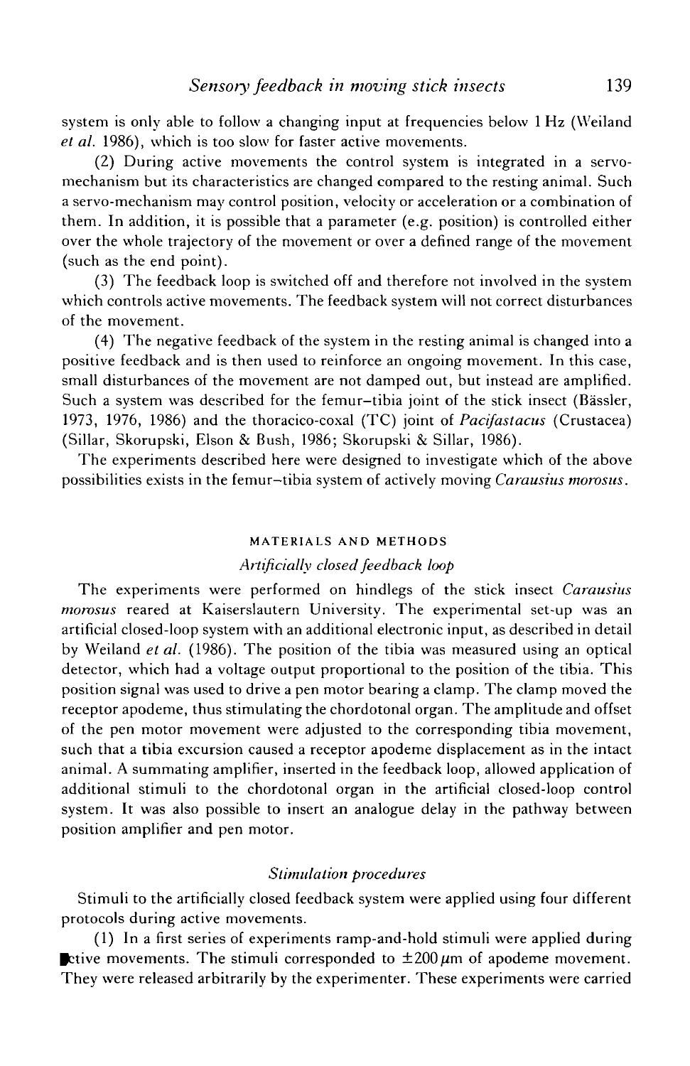system is only able to follow a changing input at frequencies below 1 Hz (Weiland *et al.* 1986), which is too slow for faster active movements.

(2) During active movements the control system is integrated in a servo-mechanism but its characteristics are changed compared to the resting animal. Such a servo-mechanism may control position, velocity or acceleration or a combination of them. In addition, it is possible that a parameter (e.g. position) is controlled either over the whole trajectory of the movement or over a defined range of the movement (such as the end point).

(3) The feedback loop is switched off and therefore not involved in the system which controls active movements. The feedback system will not correct disturbances of the movement.

(4) The negative feedback of the system in the resting animal is changed into a positive feedback and is then used to reinforce an ongoing movement. In this case, small disturbances of the movement are not damped out, but instead are amplified. Such a system was described for the femur–tibia joint of the stick insect (Bässler, 1973, 1976, 1986) and the thoracico-coxal (TC) joint of *Pacifastacus* (Crustacea) (Sillar, Skorupski, Elson & Bush, 1986; Skorupski & Sillar, 1986).

The experiments described here were designed to investigate which of the above possibilities exists in the femur–tibia system of actively moving *Carausius morosus*.

## MATERIALS AND METHODS

### *Artificially closed feedback loop*

The experiments were performed on hindlegs of the stick insect *Carausius morosus* reared at Kaiserslautern University. The experimental set-up was an artificial closed-loop system with an additional electronic input, as described in detail by Weiland *et al.* (1986). The position of the tibia was measured using an optical detector, which had a voltage output proportional to the position of the tibia. This position signal was used to drive a pen motor bearing a clamp. The clamp moved the receptor apodeme, thus stimulating the chordotonal organ. The amplitude and offset of the pen motor movement were adjusted to the corresponding tibia movement, such that a tibia excursion caused a receptor apodeme displacement as in the intact animal. A summating amplifier, inserted in the feedback loop, allowed application of additional stimuli to the chordotonal organ in the artificial closed-loop control system. It was also possible to insert an analogue delay in the pathway between position amplifier and pen motor.

### *Stimulation procedures*

Stimuli to the artificially closed feedback system were applied using four different protocols during active movements.

(1) In a first series of experiments ramp-and-hold stimuli were applied during active movements. The stimuli corresponded to $\pm 200\,\mu m$ of apodeme movement. They were released arbitrarily by the experimenter. These experiments were carried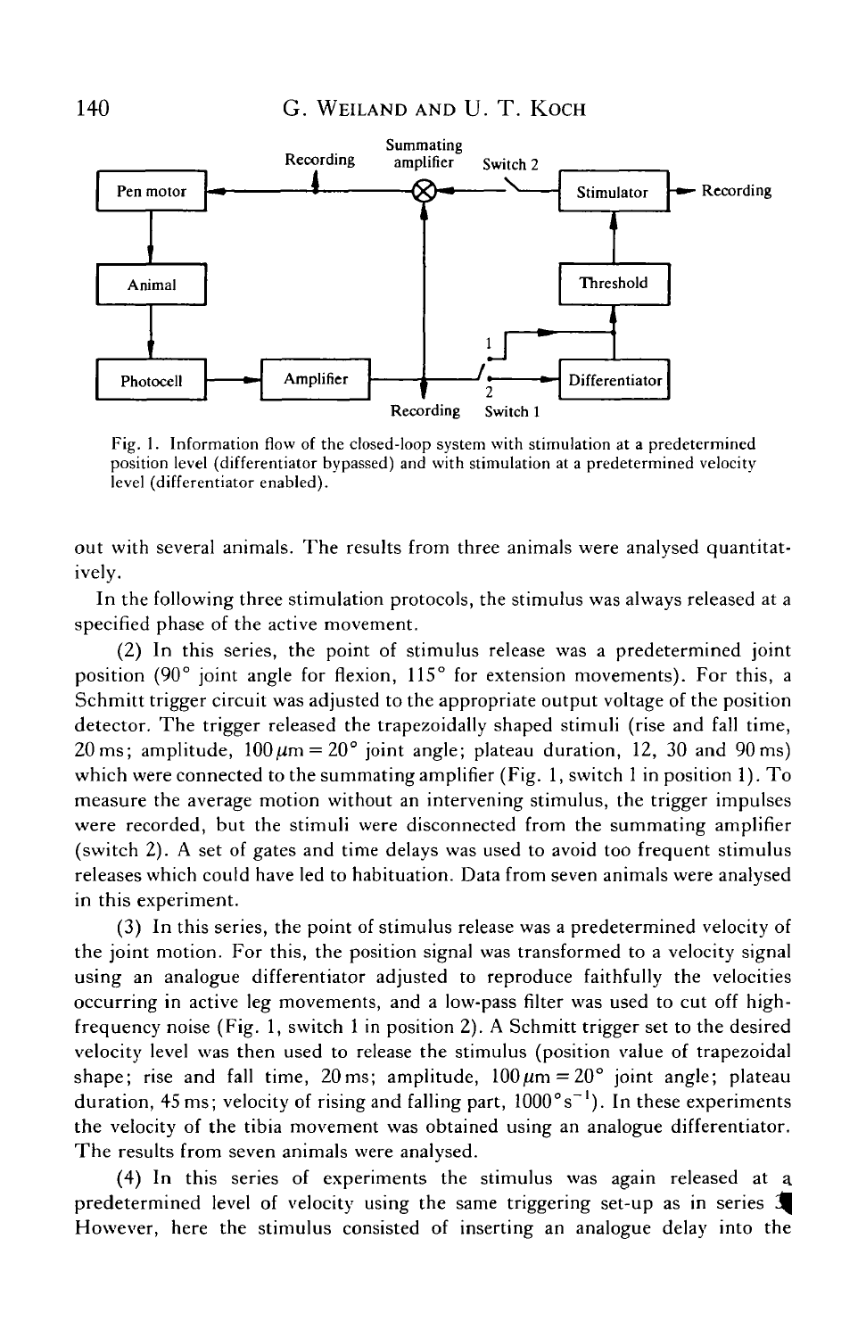Fig. 1. Information flow of the closed-loop system with stimulation at a predetermined position level (differentiator bypassed) and with stimulation at a predetermined velocity level (differentiator enabled).

out with several animals. The results from three animals were analysed quantitatively.

In the following three stimulation protocols, the stimulus was always released at a specified phase of the active movement.

(2) In this series, the point of stimulus release was a predetermined joint position (90° joint angle for flexion, 115° for extension movements). For this, a Schmitt trigger circuit was adjusted to the appropriate output voltage of the position detector. The trigger released the trapezoidally shaped stimuli (rise and fall time, 20 ms; amplitude, 100 μm = 20° joint angle; plateau duration, 12, 30 and 90 ms) which were connected to the summating amplifier (Fig. 1, switch 1 in position 1). To measure the average motion without an intervening stimulus, the trigger impulses were recorded, but the stimuli were disconnected from the summating amplifier (switch 2). A set of gates and time delays was used to avoid too frequent stimulus releases which could have led to habituation. Data from seven animals were analysed in this experiment.

(3) In this series, the point of stimulus release was a predetermined velocity of the joint motion. For this, the position signal was transformed to a velocity signal using an analogue differentiator adjusted to reproduce faithfully the velocities occurring in active leg movements, and a low-pass filter was used to cut off high-frequency noise (Fig. 1, switch 1 in position 2). A Schmitt trigger set to the desired velocity level was then used to release the stimulus (position value of trapezoidal shape; rise and fall time, 20 ms; amplitude, 100 μm = 20° joint angle; plateau duration, 45 ms; velocity of rising and falling part, $1000° s^{-1}$). In these experiments the velocity of the tibia movement was obtained using an analogue differentiator. The results from seven animals were analysed.

(4) In this series of experiments the stimulus was again released at a predetermined level of velocity using the same triggering set-up as in series 3. However, here the stimulus consisted of inserting an analogue delay into the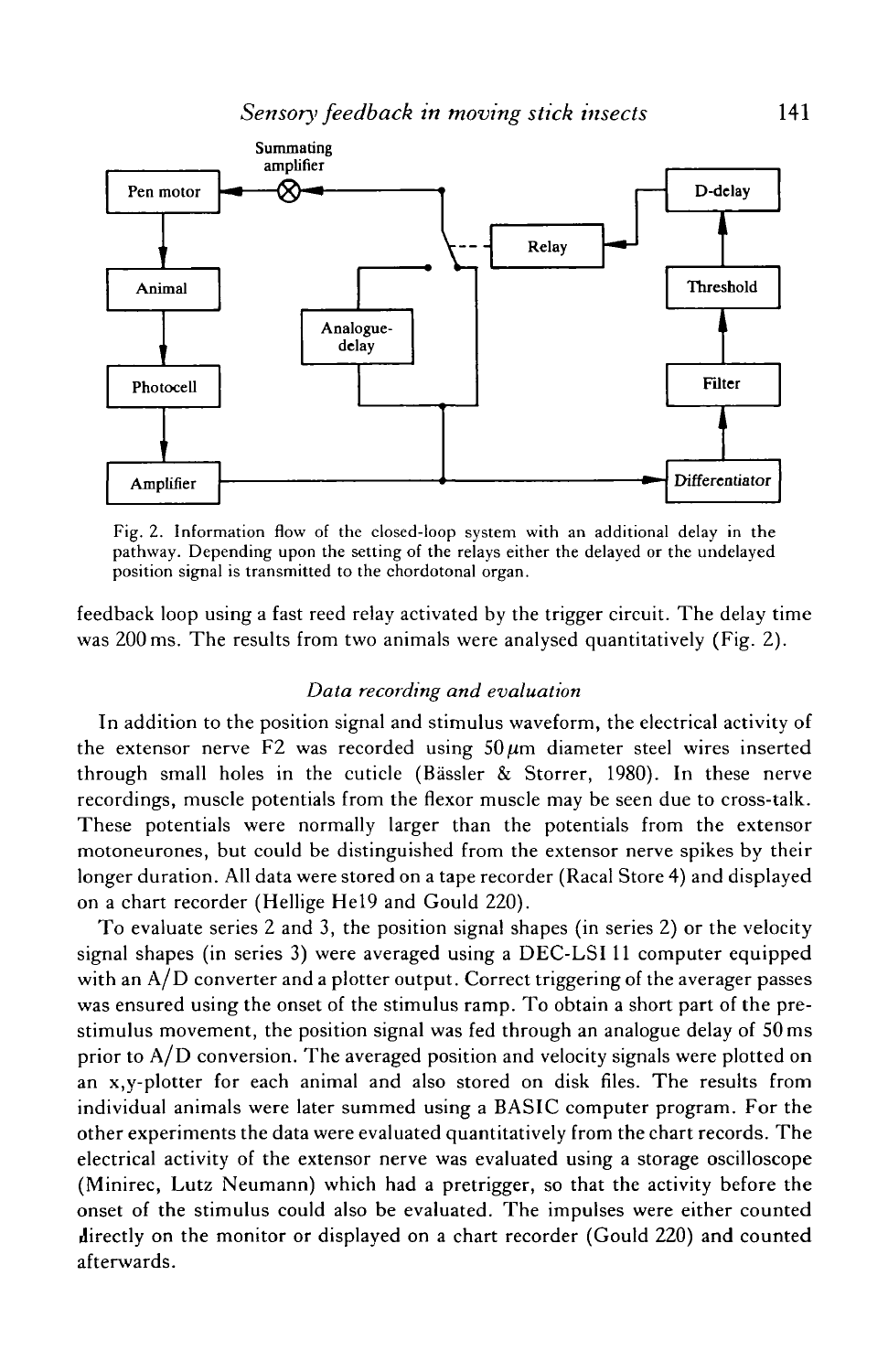Fig. 2. Information flow of the closed-loop system with an additional delay in the pathway. Depending upon the setting of the relays either the delayed or the undelayed position signal is transmitted to the chordotonal organ.

feedback loop using a fast reed relay activated by the trigger circuit. The delay time was 200 ms. The results from two animals were analysed quantitatively (Fig. 2).

### *Data recording and evaluation*

In addition to the position signal and stimulus waveform, the electrical activity of the extensor nerve F2 was recorded using 50 $\mu$m diameter steel wires inserted through small holes in the cuticle (Bässler & Storrer, 1980). In these nerve recordings, muscle potentials from the flexor muscle may be seen due to cross-talk. These potentials were normally larger than the potentials from the extensor motoneurones, but could be distinguished from the extensor nerve spikes by their longer duration. All data were stored on a tape recorder (Racal Store 4) and displayed on a chart recorder (Hellige He19 and Gould 220).

To evaluate series 2 and 3, the position signal shapes (in series 2) or the velocity signal shapes (in series 3) were averaged using a DEC-LSI 11 computer equipped with an A/D converter and a plotter output. Correct triggering of the averager passes was ensured using the onset of the stimulus ramp. To obtain a short part of the pre-stimulus movement, the position signal was fed through an analogue delay of 50 ms prior to A/D conversion. The averaged position and velocity signals were plotted on an x,y-plotter for each animal and also stored on disk files. The results from individual animals were later summed using a BASIC computer program. For the other experiments the data were evaluated quantitatively from the chart records. The electrical activity of the extensor nerve was evaluated using a storage oscilloscope (Minirec, Lutz Neumann) which had a pretrigger, so that the activity before the onset of the stimulus could also be evaluated. The impulses were either counted directly on the monitor or displayed on a chart recorder (Gould 220) and counted afterwards.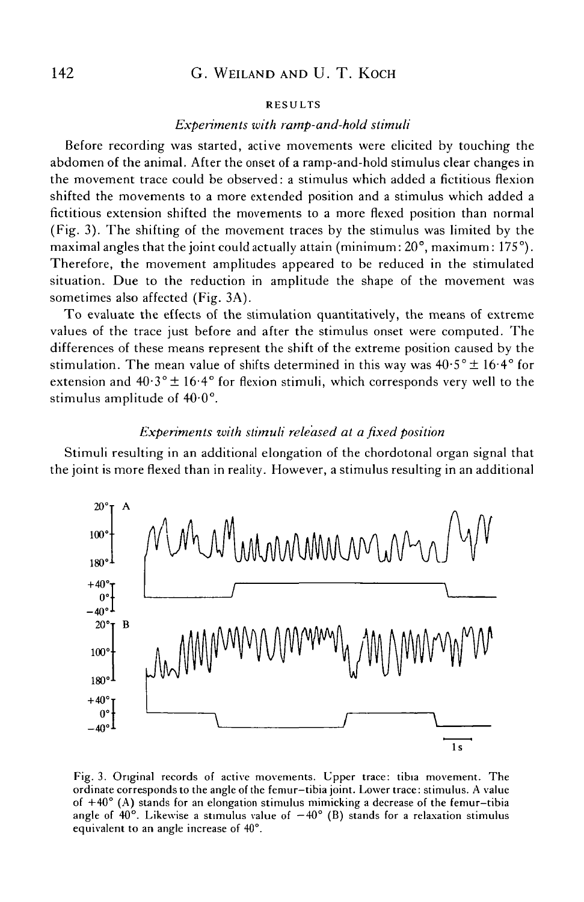## RESULTS

### *Experiments with ramp-and-hold stimuli*

Before recording was started, active movements were elicited by touching the abdomen of the animal. After the onset of a ramp-and-hold stimulus clear changes in the movement trace could be observed: a stimulus which added a fictitious flexion shifted the movements to a more extended position and a stimulus which added a fictitious extension shifted the movements to a more flexed position than normal (Fig. 3). The shifting of the movement traces by the stimulus was limited by the maximal angles that the joint could actually attain (minimum: 20°, maximum: 175°). Therefore, the movement amplitudes appeared to be reduced in the stimulated situation. Due to the reduction in amplitude the shape of the movement was sometimes also affected (Fig. 3A).

To evaluate the effects of the stimulation quantitatively, the means of extreme values of the trace just before and after the stimulus onset were computed. The differences of these means represent the shift of the extreme position caused by the stimulation. The mean value of shifts determined in this way was 40·5° ± 16·4° for extension and 40·3° ± 16·4° for flexion stimuli, which corresponds very well to the stimulus amplitude of 40·0°.

### *Experiments with stimuli released at a fixed position*

Stimuli resulting in an additional elongation of the chordotonal organ signal that the joint is more flexed than in reality. However, a stimulus resulting in an additional

Fig. 3. Original records of active movements. Upper trace: tibia movement. The ordinate corresponds to the angle of the femur–tibia joint. Lower trace: stimulus. A value of +40° (A) stands for an elongation stimulus mimicking a decrease of the femur–tibia angle of 40°. Likewise a stimulus value of −40° (B) stands for a relaxation stimulus equivalent to an angle increase of 40°.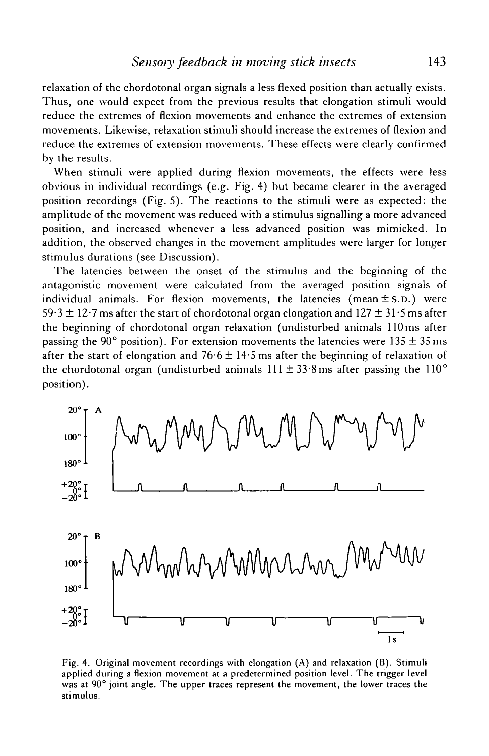relaxation of the chordotonal organ signals a less flexed position than actually exists. Thus, one would expect from the previous results that elongation stimuli would reduce the extremes of flexion movements and enhance the extremes of extension movements. Likewise, relaxation stimuli should increase the extremes of flexion and reduce the extremes of extension movements. These effects were clearly confirmed by the results.

When stimuli were applied during flexion movements, the effects were less obvious in individual recordings (e.g. Fig. 4) but became clearer in the averaged position recordings (Fig. 5). The reactions to the stimuli were as expected: the amplitude of the movement was reduced with a stimulus signalling a more advanced position, and increased whenever a less advanced position was mimicked. In addition, the observed changes in the movement amplitudes were larger for longer stimulus durations (see Discussion).

The latencies between the onset of the stimulus and the beginning of the antagonistic movement were calculated from the averaged position signals of individual animals. For flexion movements, the latencies (mean ± S.D.) were 59·3 ± 12·7 ms after the start of chordotonal organ elongation and 127 ± 31·5 ms after the beginning of chordotonal organ relaxation (undisturbed animals 110 ms after passing the 90° position). For extension movements the latencies were 135 ± 35 ms after the start of elongation and 76·6 ± 14·5 ms after the beginning of relaxation of the chordotonal organ (undisturbed animals 111 ± 33·8 ms after passing the 110° position).

Fig. 4. Original movement recordings with elongation (A) and relaxation (B). Stimuli applied during a flexion movement at a predetermined position level. The trigger level was at 90° joint angle. The upper traces represent the movement, the lower traces the stimulus.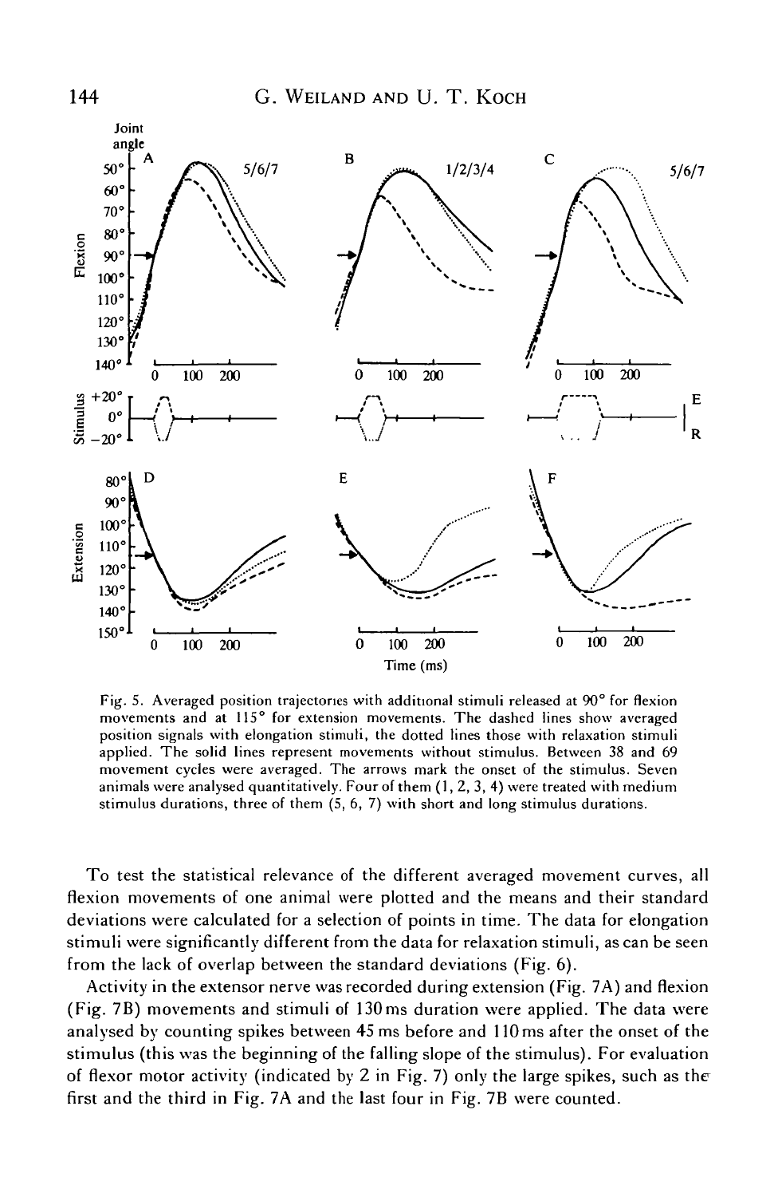Fig. 5. Averaged position trajectories with additional stimuli released at 90° for flexion movements and at 115° for extension movements. The dashed lines show averaged position signals with elongation stimuli, the dotted lines those with relaxation stimuli applied. The solid lines represent movements without stimulus. Between 38 and 69 movement cycles were averaged. The arrows mark the onset of the stimulus. Seven animals were analysed quantitatively. Four of them (1, 2, 3, 4) were treated with medium stimulus durations, three of them (5, 6, 7) with short and long stimulus durations.

To test the statistical relevance of the different averaged movement curves, all flexion movements of one animal were plotted and the means and their standard deviations were calculated for a selection of points in time. The data for elongation stimuli were significantly different from the data for relaxation stimuli, as can be seen from the lack of overlap between the standard deviations (Fig. 6).

Activity in the extensor nerve was recorded during extension (Fig. 7A) and flexion (Fig. 7B) movements and stimuli of 130 ms duration were applied. The data were analysed by counting spikes between 45 ms before and 110 ms after the onset of the stimulus (this was the beginning of the falling slope of the stimulus). For evaluation of flexor motor activity (indicated by 2 in Fig. 7) only the large spikes, such as the first and the third in Fig. 7A and the last four in Fig. 7B were counted.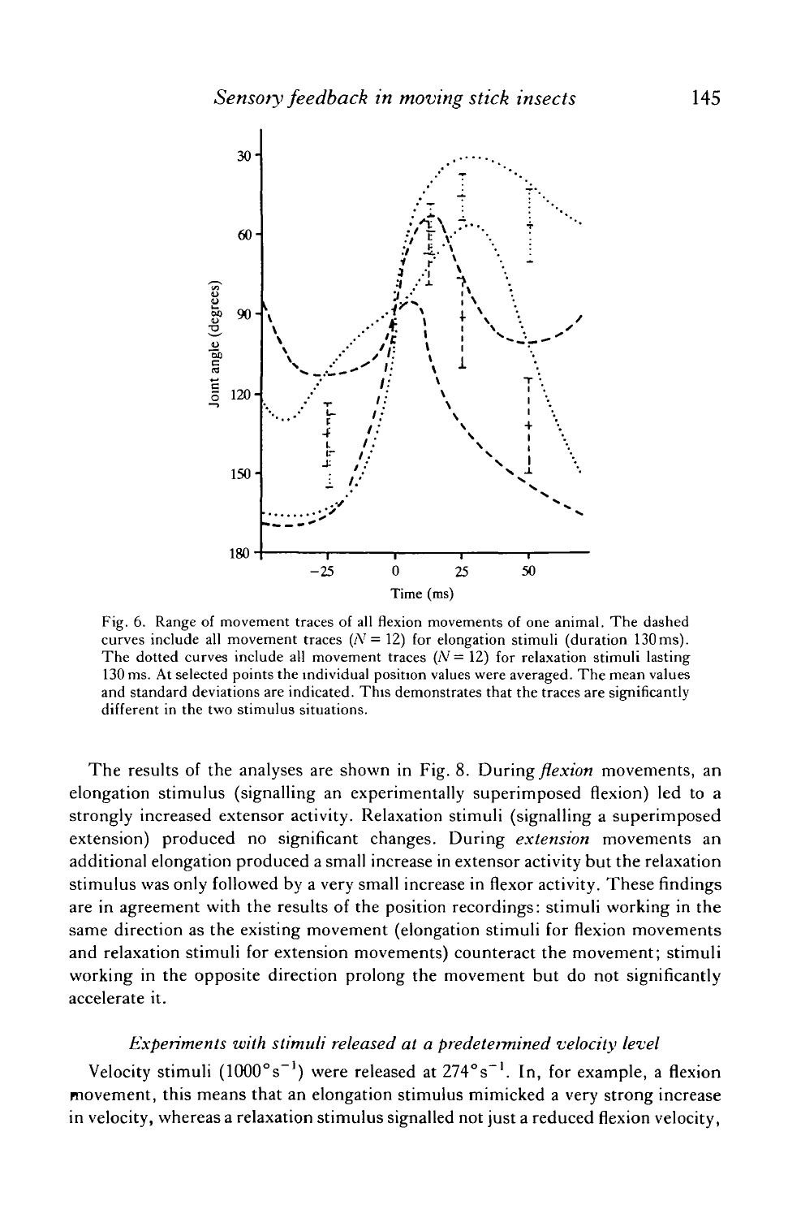Fig. 6. Range of movement traces of all flexion movements of one animal. The dashed curves include all movement traces ($N = 12$) for elongation stimuli (duration 130 ms). The dotted curves include all movement traces ($N = 12$) for relaxation stimuli lasting 130 ms. At selected points the individual position values were averaged. The mean values and standard deviations are indicated. This demonstrates that the traces are significantly different in the two stimulus situations.

The results of the analyses are shown in Fig. 8. During *flexion* movements, an elongation stimulus (signalling an experimentally superimposed flexion) led to a strongly increased extensor activity. Relaxation stimuli (signalling a superimposed extension) produced no significant changes. During *extension* movements an additional elongation produced a small increase in extensor activity but the relaxation stimulus was only followed by a very small increase in flexor activity. These findings are in agreement with the results of the position recordings: stimuli working in the same direction as the existing movement (elongation stimuli for flexion movements and relaxation stimuli for extension movements) counteract the movement; stimuli working in the opposite direction prolong the movement but do not significantly accelerate it.

### *Experiments with stimuli released at a predetermined velocity level*

Velocity stimuli ($1000° s^{-1}$) were released at $274° s^{-1}$. In, for example, a flexion movement, this means that an elongation stimulus mimicked a very strong increase in velocity, whereas a relaxation stimulus signalled not just a reduced flexion velocity,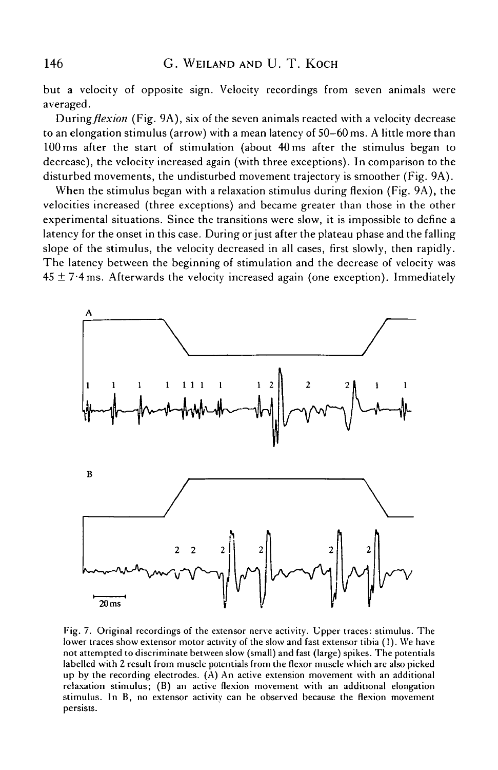but a velocity of opposite sign. Velocity recordings from seven animals were averaged.

During *flexion* (Fig. 9A), six of the seven animals reacted with a velocity decrease to an elongation stimulus (arrow) with a mean latency of 50–60 ms. A little more than 100 ms after the start of stimulation (about 40 ms after the stimulus began to decrease), the velocity increased again (with three exceptions). In comparison to the disturbed movements, the undisturbed movement trajectory is smoother (Fig. 9A).

When the stimulus began with a relaxation stimulus during flexion (Fig. 9A), the velocities increased (three exceptions) and became greater than those in the other experimental situations. Since the transitions were slow, it is impossible to define a latency for the onset in this case. During or just after the plateau phase and the falling slope of the stimulus, the velocity decreased in all cases, first slowly, then rapidly. The latency between the beginning of stimulation and the decrease of velocity was $45 \pm 7{\cdot}4$ ms. Afterwards the velocity increased again (one exception). Immediately

Fig. 7. Original recordings of the extensor nerve activity. Upper traces: stimulus. The lower traces show extensor motor activity of the slow and fast extensor tibia (1). We have not attempted to discriminate between slow (small) and fast (large) spikes. The potentials labelled with 2 result from muscle potentials from the flexor muscle which are also picked up by the recording electrodes. (A) An active extension movement with an additional relaxation stimulus; (B) an active flexion movement with an additional elongation stimulus. In B, no extensor activity can be observed because the flexion movement persists.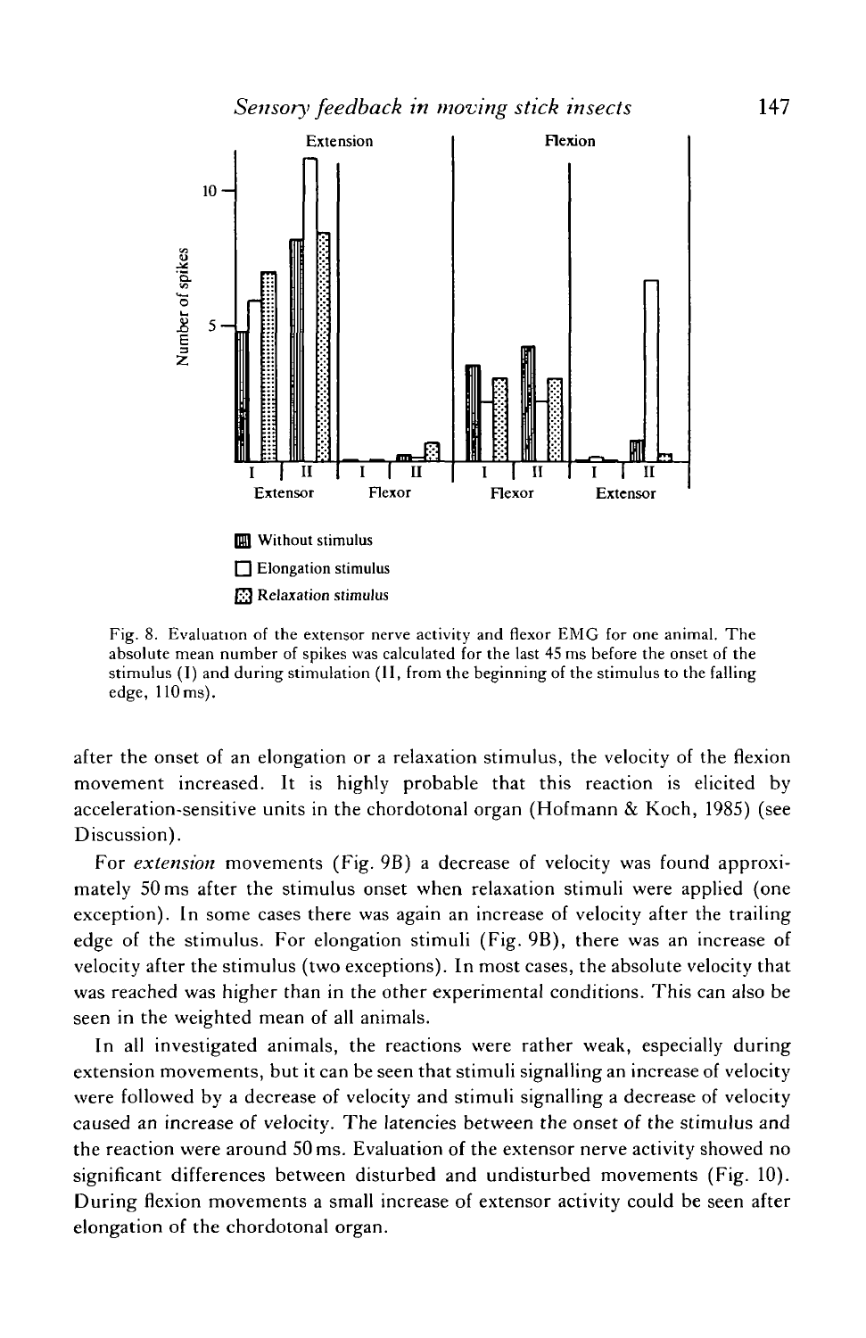Fig. 8. Evaluation of the extensor nerve activity and flexor EMG for one animal. The absolute mean number of spikes was calculated for the last 45 ms before the onset of the stimulus (I) and during stimulation (II, from the beginning of the stimulus to the falling edge, 110 ms).

after the onset of an elongation or a relaxation stimulus, the velocity of the flexion movement increased. It is highly probable that this reaction is elicited by acceleration-sensitive units in the chordotonal organ (Hofmann & Koch, 1985) (see Discussion).

For *extension* movements (Fig. 9B) a decrease of velocity was found approximately 50 ms after the stimulus onset when relaxation stimuli were applied (one exception). In some cases there was again an increase of velocity after the trailing edge of the stimulus. For elongation stimuli (Fig. 9B), there was an increase of velocity after the stimulus (two exceptions). In most cases, the absolute velocity that was reached was higher than in the other experimental conditions. This can also be seen in the weighted mean of all animals.

In all investigated animals, the reactions were rather weak, especially during extension movements, but it can be seen that stimuli signalling an increase of velocity were followed by a decrease of velocity and stimuli signalling a decrease of velocity caused an increase of velocity. The latencies between the onset of the stimulus and the reaction were around 50 ms. Evaluation of the extensor nerve activity showed no significant differences between disturbed and undisturbed movements (Fig. 10). During flexion movements a small increase of extensor activity could be seen after elongation of the chordotonal organ.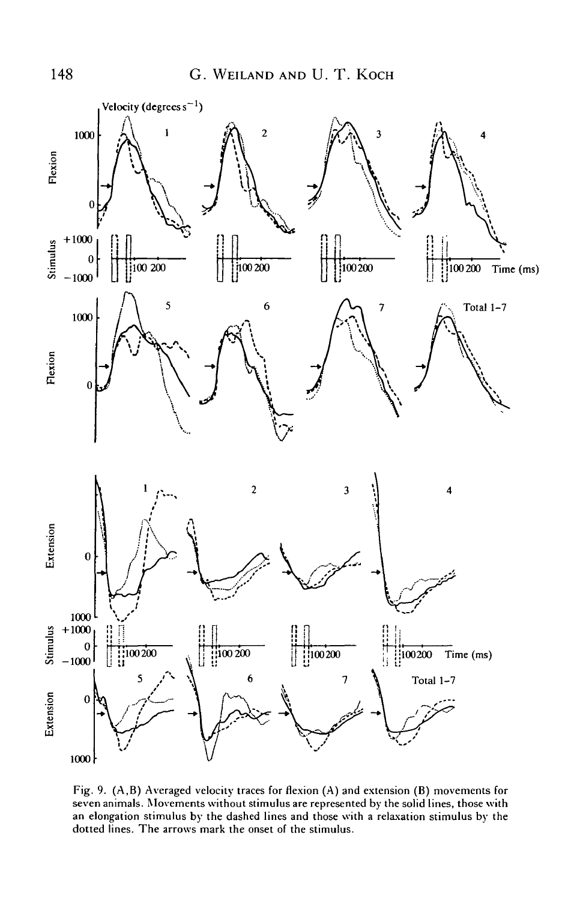Fig. 9. (A,B) Averaged velocity traces for flexion (A) and extension (B) movements for seven animals. Movements without stimulus are represented by the solid lines, those with an elongation stimulus by the dashed lines and those with a relaxation stimulus by the dotted lines. The arrows mark the onset of the stimulus.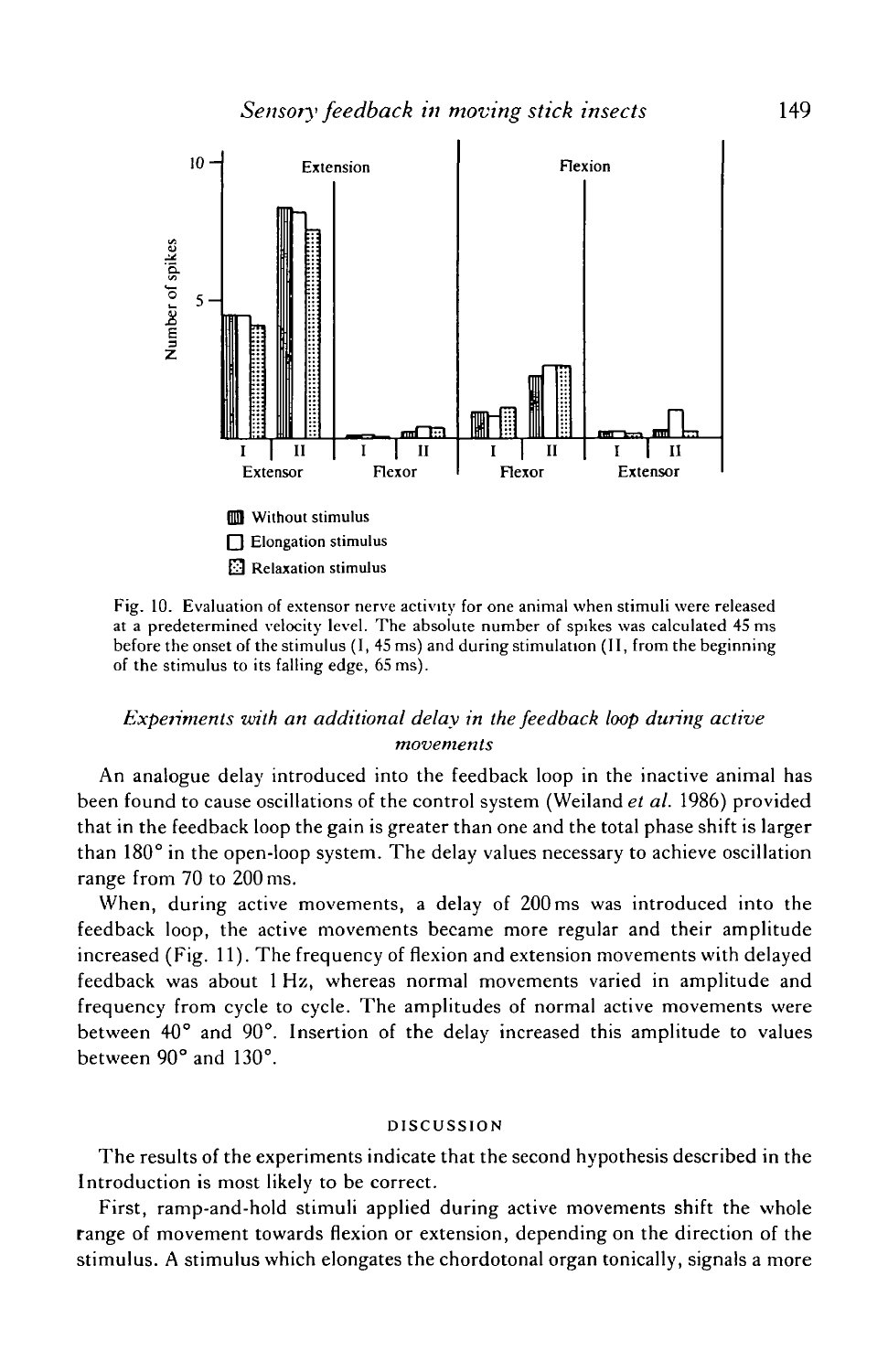Fig. 10. Evaluation of extensor nerve activity for one animal when stimuli were released at a predetermined velocity level. The absolute number of spikes was calculated 45 ms before the onset of the stimulus (I, 45 ms) and during stimulation (II, from the beginning of the stimulus to its falling edge, 65 ms).

### *Experiments with an additional delay in the feedback loop during active movements*

An analogue delay introduced into the feedback loop in the inactive animal has been found to cause oscillations of the control system (Weiland *et al.* 1986) provided that in the feedback loop the gain is greater than one and the total phase shift is larger than 180° in the open-loop system. The delay values necessary to achieve oscillation range from 70 to 200 ms.

When, during active movements, a delay of 200 ms was introduced into the feedback loop, the active movements became more regular and their amplitude increased (Fig. 11). The frequency of flexion and extension movements with delayed feedback was about 1 Hz, whereas normal movements varied in amplitude and frequency from cycle to cycle. The amplitudes of normal active movements were between 40° and 90°. Insertion of the delay increased this amplitude to values between 90° and 130°.

## DISCUSSION

The results of the experiments indicate that the second hypothesis described in the Introduction is most likely to be correct.

First, ramp-and-hold stimuli applied during active movements shift the whole range of movement towards flexion or extension, depending on the direction of the stimulus. A stimulus which elongates the chordotonal organ tonically, signals a more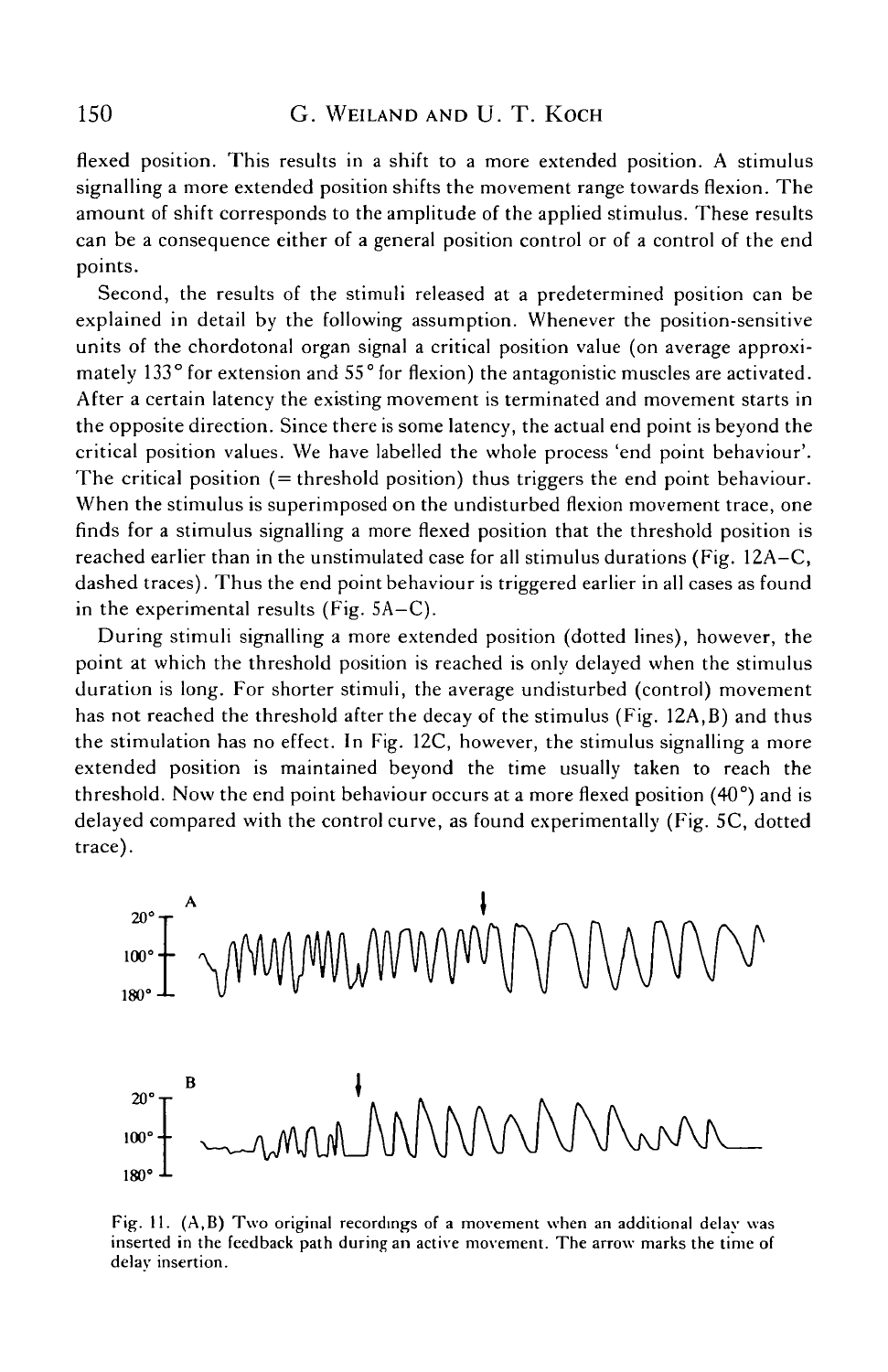flexed position. This results in a shift to a more extended position. A stimulus signalling a more extended position shifts the movement range towards flexion. The amount of shift corresponds to the amplitude of the applied stimulus. These results can be a consequence either of a general position control or of a control of the end points.

Second, the results of the stimuli released at a predetermined position can be explained in detail by the following assumption. Whenever the position-sensitive units of the chordotonal organ signal a critical position value (on average approximately 133° for extension and 55° for flexion) the antagonistic muscles are activated. After a certain latency the existing movement is terminated and movement starts in the opposite direction. Since there is some latency, the actual end point is beyond the critical position values. We have labelled the whole process 'end point behaviour'. The critical position (= threshold position) thus triggers the end point behaviour. When the stimulus is superimposed on the undisturbed flexion movement trace, one finds for a stimulus signalling a more flexed position that the threshold position is reached earlier than in the unstimulated case for all stimulus durations (Fig. 12A–C, dashed traces). Thus the end point behaviour is triggered earlier in all cases as found in the experimental results (Fig. 5A–C).

During stimuli signalling a more extended position (dotted lines), however, the point at which the threshold position is reached is only delayed when the stimulus duration is long. For shorter stimuli, the average undisturbed (control) movement has not reached the threshold after the decay of the stimulus (Fig. 12A,B) and thus the stimulation has no effect. In Fig. 12C, however, the stimulus signalling a more extended position is maintained beyond the time usually taken to reach the threshold. Now the end point behaviour occurs at a more flexed position (40°) and is delayed compared with the control curve, as found experimentally (Fig. 5C, dotted trace).

Fig. 11. (A,B) Two original recordings of a movement when an additional delay was inserted in the feedback path during an active movement. The arrow marks the time of delay insertion.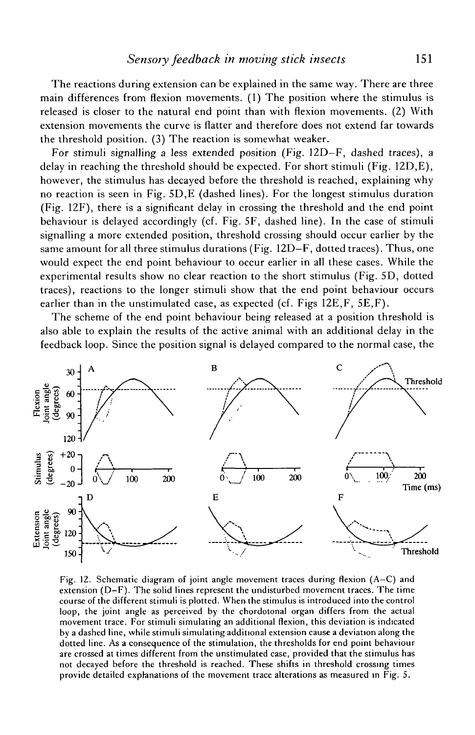The reactions during extension can be explained in the same way. There are three main differences from flexion movements. (1) The position where the stimulus is released is closer to the natural end point than with flexion movements. (2) With extension movements the curve is flatter and therefore does not extend far towards the threshold position. (3) The reaction is somewhat weaker.

For stimuli signalling a less extended position (Fig. 12D–F, dashed traces), a delay in reaching the threshold should be expected. For short stimuli (Fig. 12D,E), however, the stimulus has decayed before the threshold is reached, explaining why no reaction is seen in Fig. 5D,E (dashed lines). For the longest stimulus duration (Fig. 12F), there is a significant delay in crossing the threshold and the end point behaviour is delayed accordingly (cf. Fig. 5F, dashed line). In the case of stimuli signalling a more extended position, threshold crossing should occur earlier by the same amount for all three stimulus durations (Fig. 12D–F, dotted traces). Thus, one would expect the end point behaviour to occur earlier in all these cases. While the experimental results show no clear reaction to the short stimulus (Fig. 5D, dotted traces), reactions to the longer stimuli show that the end point behaviour occurs earlier than in the unstimulated case, as expected (cf. Figs 12E,F, 5E,F).

The scheme of the end point behaviour being released at a position threshold is also able to explain the results of the active animal with an additional delay in the feedback loop. Since the position signal is delayed compared to the normal case, the

Fig. 12. Schematic diagram of joint angle movement traces during flexion (A–C) and extension (D–F). The solid lines represent the undisturbed movement traces. The time course of the different stimuli is plotted. When the stimulus is introduced into the control loop, the joint angle as perceived by the chordotonal organ differs from the actual movement trace. For stimuli simulating an additional flexion, this deviation is indicated by a dashed line, while stimuli simulating additional extension cause a deviation along the dotted line. As a consequence of the stimulation, the thresholds for end point behaviour are crossed at times different from the unstimulated case, provided that the stimulus has not decayed before the threshold is reached. These shifts in threshold crossing times provide detailed explanations of the movement trace alterations as measured in Fig. 5.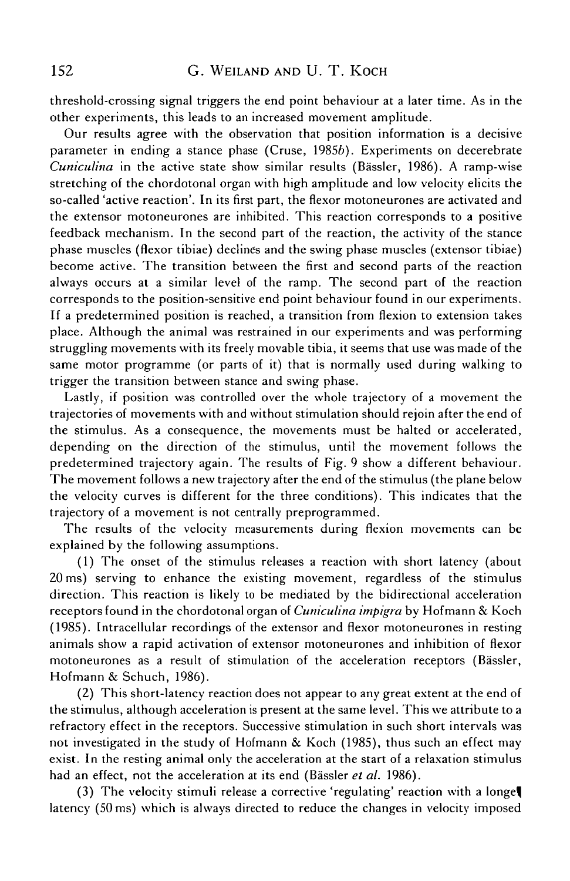threshold-crossing signal triggers the end point behaviour at a later time. As in the other experiments, this leads to an increased movement amplitude.

Our results agree with the observation that position information is a decisive parameter in ending a stance phase (Cruse, 1985*b*). Experiments on decerebrate *Cuniculina* in the active state show similar results (Bässler, 1986). A ramp-wise stretching of the chordotonal organ with high amplitude and low velocity elicits the so-called 'active reaction'. In its first part, the flexor motoneurones are activated and the extensor motoneurones are inhibited. This reaction corresponds to a positive feedback mechanism. In the second part of the reaction, the activity of the stance phase muscles (flexor tibiae) declines and the swing phase muscles (extensor tibiae) become active. The transition between the first and second parts of the reaction always occurs at a similar level of the ramp. The second part of the reaction corresponds to the position-sensitive end point behaviour found in our experiments. If a predetermined position is reached, a transition from flexion to extension takes place. Although the animal was restrained in our experiments and was performing struggling movements with its freely movable tibia, it seems that use was made of the same motor programme (or parts of it) that is normally used during walking to trigger the transition between stance and swing phase.

Lastly, if position was controlled over the whole trajectory of a movement the trajectories of movements with and without stimulation should rejoin after the end of the stimulus. As a consequence, the movements must be halted or accelerated, depending on the direction of the stimulus, until the movement follows the predetermined trajectory again. The results of Fig. 9 show a different behaviour. The movement follows a new trajectory after the end of the stimulus (the plane below the velocity curves is different for the three conditions). This indicates that the trajectory of a movement is not centrally preprogrammed.

The results of the velocity measurements during flexion movements can be explained by the following assumptions.

(1) The onset of the stimulus releases a reaction with short latency (about 20 ms) serving to enhance the existing movement, regardless of the stimulus direction. This reaction is likely to be mediated by the bidirectional acceleration receptors found in the chordotonal organ of *Cuniculina impigra* by Hofmann & Koch (1985). Intracellular recordings of the extensor and flexor motoneurones in resting animals show a rapid activation of extensor motoneurones and inhibition of flexor motoneurones as a result of stimulation of the acceleration receptors (Bässler, Hofmann & Schuch, 1986).

(2) This short-latency reaction does not appear to any great extent at the end of the stimulus, although acceleration is present at the same level. This we attribute to a refractory effect in the receptors. Successive stimulation in such short intervals was not investigated in the study of Hofmann & Koch (1985), thus such an effect may exist. In the resting animal only the acceleration at the start of a relaxation stimulus had an effect, not the acceleration at its end (Bässler *et al.* 1986).

(3) The velocity stimuli release a corrective 'regulating' reaction with a longer latency (50 ms) which is always directed to reduce the changes in velocity imposed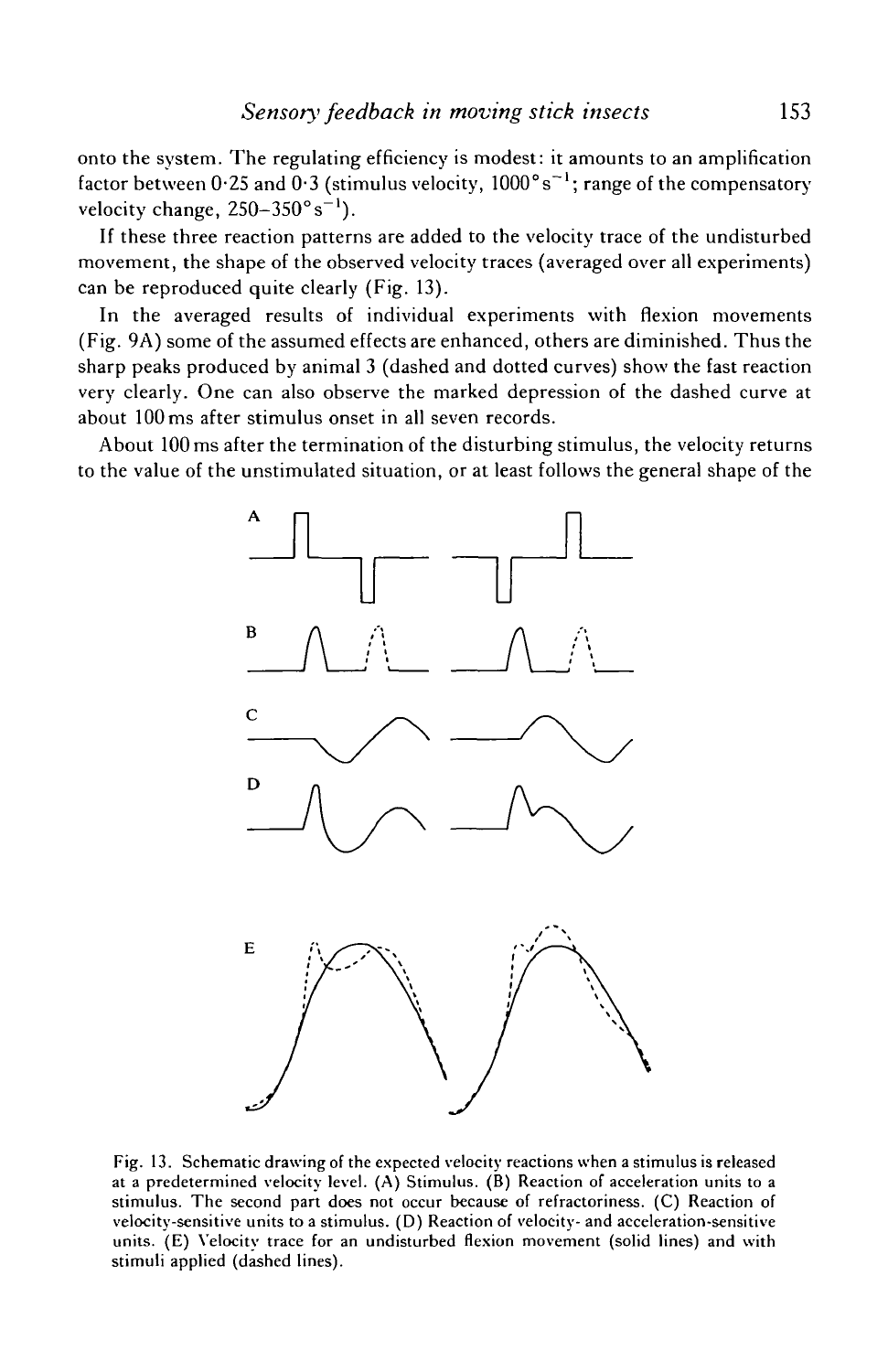onto the system. The regulating efficiency is modest: it amounts to an amplification factor between 0·25 and 0·3 (stimulus velocity, $1000° s^{-1}$; range of the compensatory velocity change, $250–350° s^{-1}$).

If these three reaction patterns are added to the velocity trace of the undisturbed movement, the shape of the observed velocity traces (averaged over all experiments) can be reproduced quite clearly (Fig. 13).

In the averaged results of individual experiments with flexion movements (Fig. 9A) some of the assumed effects are enhanced, others are diminished. Thus the sharp peaks produced by animal 3 (dashed and dotted curves) show the fast reaction very clearly. One can also observe the marked depression of the dashed curve at about 100 ms after stimulus onset in all seven records.

About 100 ms after the termination of the disturbing stimulus, the velocity returns to the value of the unstimulated situation, or at least follows the general shape of the

Fig. 13. Schematic drawing of the expected velocity reactions when a stimulus is released at a predetermined velocity level. (A) Stimulus. (B) Reaction of acceleration units to a stimulus. The second part does not occur because of refractoriness. (C) Reaction of velocity-sensitive units to a stimulus. (D) Reaction of velocity- and acceleration-sensitive units. (E) Velocity trace for an undisturbed flexion movement (solid lines) and with stimuli applied (dashed lines).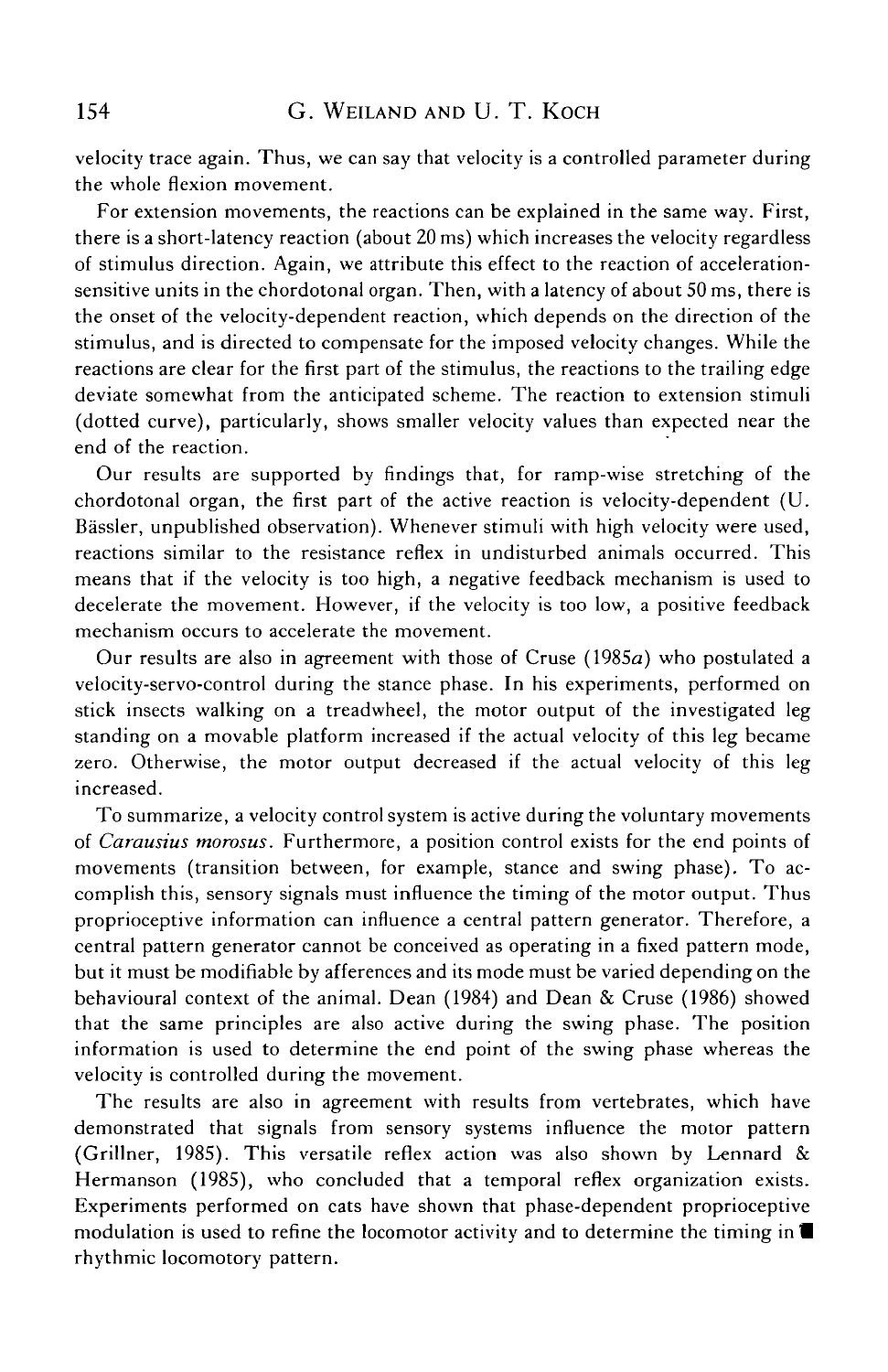velocity trace again. Thus, we can say that velocity is a controlled parameter during the whole flexion movement.

For extension movements, the reactions can be explained in the same way. First, there is a short-latency reaction (about 20 ms) which increases the velocity regardless of stimulus direction. Again, we attribute this effect to the reaction of acceleration-sensitive units in the chordotonal organ. Then, with a latency of about 50 ms, there is the onset of the velocity-dependent reaction, which depends on the direction of the stimulus, and is directed to compensate for the imposed velocity changes. While the reactions are clear for the first part of the stimulus, the reactions to the trailing edge deviate somewhat from the anticipated scheme. The reaction to extension stimuli (dotted curve), particularly, shows smaller velocity values than expected near the end of the reaction.

Our results are supported by findings that, for ramp-wise stretching of the chordotonal organ, the first part of the active reaction is velocity-dependent (U. Bässler, unpublished observation). Whenever stimuli with high velocity were used, reactions similar to the resistance reflex in undisturbed animals occurred. This means that if the velocity is too high, a negative feedback mechanism is used to decelerate the movement. However, if the velocity is too low, a positive feedback mechanism occurs to accelerate the movement.

Our results are also in agreement with those of Cruse (1985*a*) who postulated a velocity-servo-control during the stance phase. In his experiments, performed on stick insects walking on a treadwheel, the motor output of the investigated leg standing on a movable platform increased if the actual velocity of this leg became zero. Otherwise, the motor output decreased if the actual velocity of this leg increased.

To summarize, a velocity control system is active during the voluntary movements of *Carausius morosus*. Furthermore, a position control exists for the end points of movements (transition between, for example, stance and swing phase). To accomplish this, sensory signals must influence the timing of the motor output. Thus proprioceptive information can influence a central pattern generator. Therefore, a central pattern generator cannot be conceived as operating in a fixed pattern mode, but it must be modifiable by afferences and its mode must be varied depending on the behavioural context of the animal. Dean (1984) and Dean & Cruse (1986) showed that the same principles are also active during the swing phase. The position information is used to determine the end point of the swing phase whereas the velocity is controlled during the movement.

The results are also in agreement with results from vertebrates, which have demonstrated that signals from sensory systems influence the motor pattern (Grillner, 1985). This versatile reflex action was also shown by Lennard & Hermanson (1985), who concluded that a temporal reflex organization exists. Experiments performed on cats have shown that phase-dependent proprioceptive modulation is used to refine the locomotor activity and to determine the timing in a rhythmic locomotory pattern.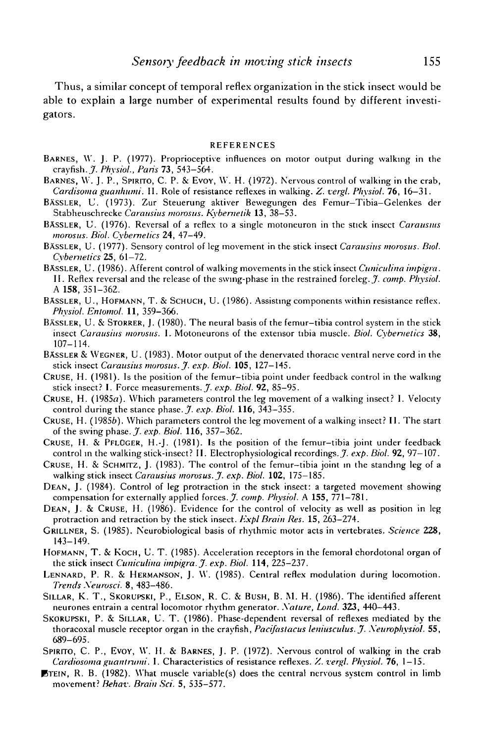Thus, a similar concept of temporal reflex organization in the stick insect would be able to explain a large number of experimental results found by different investigators.

## REFERENCES

BARNES, W. J. P. (1977). Proprioceptive influences on motor output during walking in the crayfish. *J. Physiol., Paris* **73**, 543–564.

BARNES, W. J. P., SPIRITO, C. P. & EVOY, W. H. (1972). Nervous control of walking in the crab, *Cardisoma guanhumi*. II. Role of resistance reflexes in walking. *Z. vergl. Physiol.* **76**, 16–31.

BÄSSLER, U. (1973). Zur Steuerung aktiver Bewegungen des Femur–Tibia–Gelenkes der Stabheuschrecke *Carausius morosus*. *Kybernetik* **13**, 38–53.

BÄSSLER, U. (1976). Reversal of a reflex to a single motoneuron in the stick insect *Carausius morosus*. *Biol. Cybernetics* **24**, 47–49.

BÄSSLER, U. (1977). Sensory control of leg movement in the stick insect *Carausius morosus*. *Biol. Cybernetics* **25**, 61–72.

BÄSSLER, U. (1986). Afferent control of walking movements in the stick insect *Cuniculina impigra*. II. Reflex reversal and the release of the swing-phase in the restrained foreleg. *J. comp. Physiol.* A **158**, 351–362.

BÄSSLER, U., HOFMANN, T. & SCHUCH, U. (1986). Assisting components within resistance reflex. *Physiol. Entomol.* **11**, 359–366.

BÄSSLER, U. & STORRER, J. (1980). The neural basis of the femur–tibia control system in the stick insect *Carausius morosus*. I. Motoneurons of the extensor tibia muscle. *Biol. Cybernetics* **38**, 107–114.

BÄSSLER & WEGNER, U. (1983). Motor output of the denervated thoracic ventral nerve cord in the stick insect *Carausius morosus*. *J. exp. Biol.* **105**, 127–145.

CRUSE, H. (1981). Is the position of the femur–tibia point under feedback control in the walking stick insect? I. Force measurements. *J. exp. Biol.* **92**, 85–95.

CRUSE, H. (1985*a*). Which parameters control the leg movement of a walking insect? I. Velocity control during the stance phase. *J. exp. Biol.* **116**, 343–355.

CRUSE, H. (1985*b*). Which parameters control the leg movement of a walking insect? II. The start of the swing phase. *J. exp. Biol.* **116**, 357–362.

CRUSE, H. & PFLÜGER, H.-J. (1981). Is the position of the femur–tibia joint under feedback control in the walking stick-insect? II. Electrophysiological recordings. *J. exp. Biol.* **92**, 97–107.

CRUSE, H. & SCHMITZ, J. (1983). The control of the femur–tibia joint in the standing leg of a walking stick insect *Carausius morosus*. *J. exp. Biol.* **102**, 175–185.

DEAN, J. (1984). Control of leg protraction in the stick insect: a targeted movement showing compensation for externally applied forces. *J. comp. Physiol.* A **155**, 771–781.

DEAN, J. & CRUSE, H. (1986). Evidence for the control of velocity as well as position in leg protraction and retraction by the stick insect. *Expl Brain Res.* **15**, 263–274.

GRILLNER, S. (1985). Neurobiological basis of rhythmic motor acts in vertebrates. *Science* **228**, 143–149.

HOFMANN, T. & KOCH, U. T. (1985). Acceleration receptors in the femoral chordotonal organ of the stick insect *Cuniculina impigra*. *J. exp. Biol.* **114**, 225–237.

LENNARD, P. R. & HERMANSON, J. W. (1985). Central reflex modulation during locomotion. *Trends Neurosci.* **8**, 483–486.

SILLAR, K. T., SKORUPSKI, P., ELSON, R. C. & BUSH, B. M. H. (1986). The identified afferent neurones entrain a central locomotor rhythm generator. *Nature, Lond.* **323**, 440–443.

SKORUPSKI, P. & SILLAR, U. T. (1986). Phase-dependent reversal of reflexes mediated by the thoracoxal muscle receptor organ in the crayfish, *Pacifastacus leniusculus*. *J. Neurophysiol.* **55**, 689–695.

SPIRITO, C. P., EVOY, W. H. & BARNES, J. P. (1972). Nervous control of walking in the crab *Cardiosoma guantrumi*. I. Characteristics of resistance reflexes. *Z. vergl. Physiol.* **76**, 1–15.

STEIN, R. B. (1982). What muscle variable(s) does the central nervous system control in limb movement? *Behav. Brain Sci.* **5**, 535–577.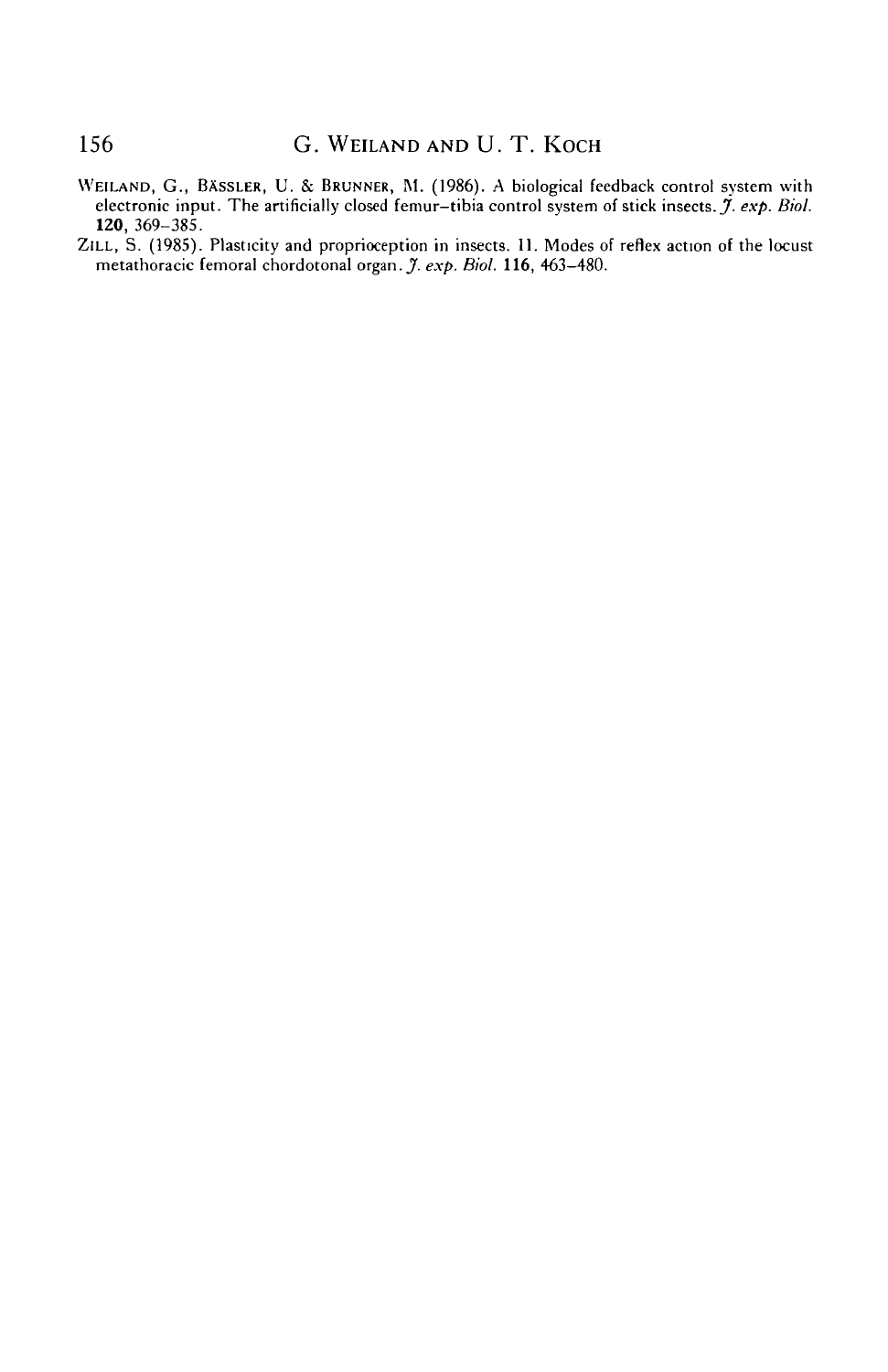WEILAND, G., BÄSSLER, U. & BRUNNER, M. (1986). A biological feedback control system with electronic input. The artificially closed femur–tibia control system of stick insects. *J. exp. Biol.* **120**, 369–385.

ZILL, S. (1985). Plasticity and proprioception in insects. II. Modes of reflex action of the locust metathoracic femoral chordotonal organ. *J. exp. Biol.* **116**, 463–480.